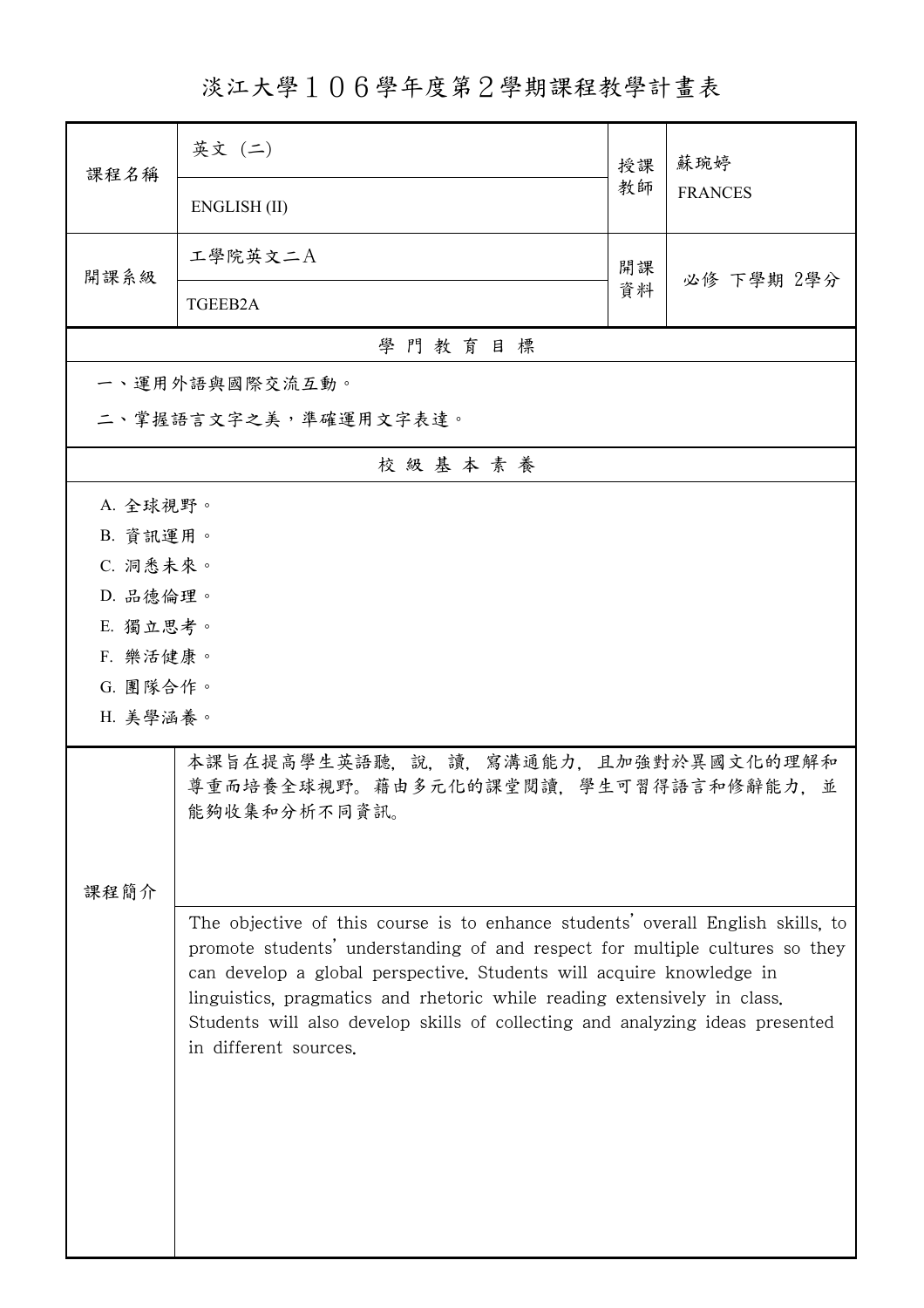# 淡江大學１０６學年度第２學期課程教學計畫表

| 課程名稱 | 英文（二） | 授課教師 | 蘇琬婷 |
|---|---|---|---|
| | ENGLISH (II) | | FRANCES |
| 開課系級 | 工學院英文二A | 開課資料 | 必修 下學期 2學分 |
| | TGEEB2A | | |

## 學門教育目標

一、運用外語與國際交流互動。

二、掌握語言文字之美，準確運用文字表達。

## 校級基本素養

A. 全球視野。

B. 資訊運用。

C. 洞悉未來。

D. 品德倫理。

E. 獨立思考。

F. 樂活健康。

G. 團隊合作。

H. 美學涵養。

## 課程簡介

本課旨在提高學生英語聽，說，讀，寫溝通能力，且加強對於異國文化的理解和尊重而培養全球視野。藉由多元化的課堂閱讀，學生可習得語言和修辭能力，並能夠收集和分析不同資訊。

The objective of this course is to enhance students' overall English skills, to promote students' understanding of and respect for multiple cultures so they can develop a global perspective. Students will acquire knowledge in linguistics, pragmatics and rhetoric while reading extensively in class. Students will also develop skills of collecting and analyzing ideas presented in different sources.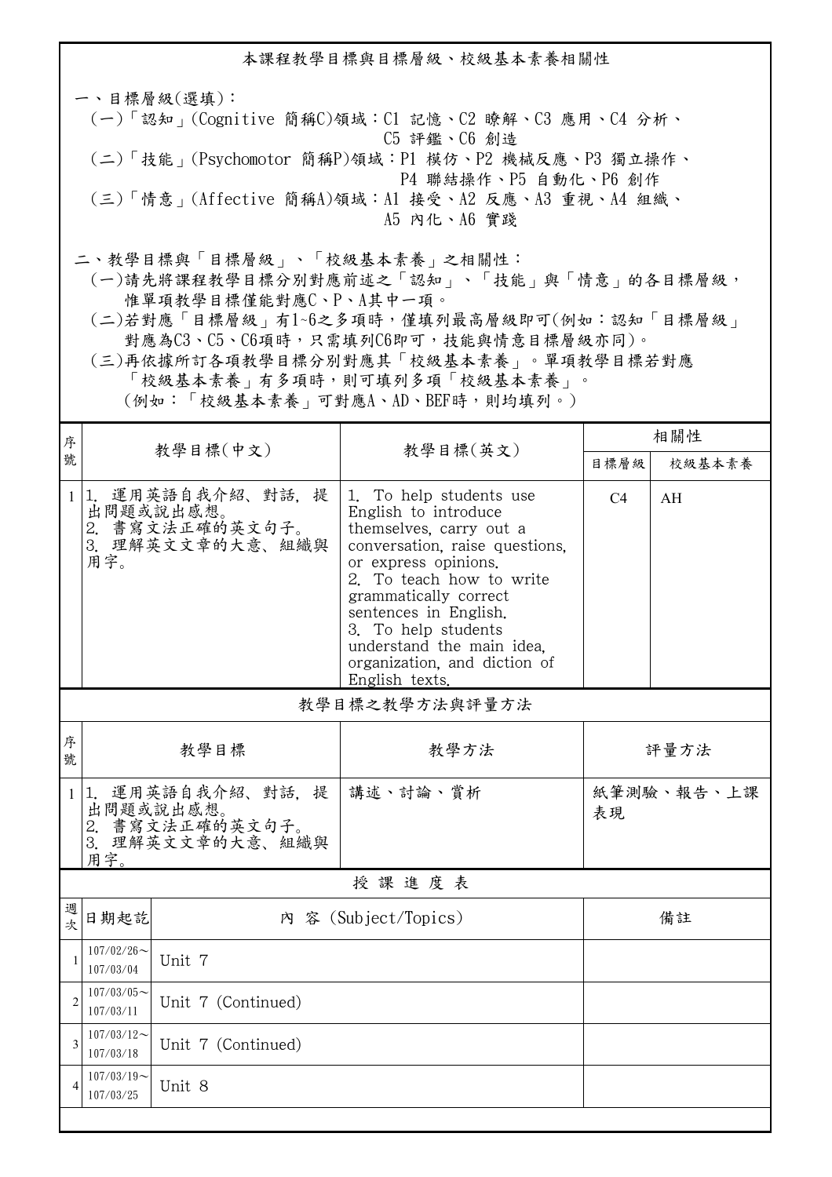## 本課程教學目標與目標層級、校級基本素養相關性

一、目標層級(選填)：
(一)「認知」(Cognitive 簡稱C)領域：C1 記憶、C2 瞭解、C3 應用、C4 分析、C5 評鑑、C6 創造
(二)「技能」(Psychomotor 簡稱P)領域：P1 模仿、P2 機械反應、P3 獨立操作、P4 聯結操作、P5 自動化、P6 創作
(三)「情意」(Affective 簡稱A)領域：A1 接受、A2 反應、A3 重視、A4 組織、A5 內化、A6 實踐

二、教學目標與「目標層級」、「校級基本素養」之相關性：
(一)請先將課程教學目標分別對應前述之「認知」、「技能」與「情意」的各目標層級，惟單項教學目標僅能對應C、P、A其中一項。
(二)若對應「目標層級」有1~6之多項時，僅填列最高層級即可(例如：認知「目標層級」對應為C3、C5、C6項時，只需填列C6即可，技能與情意目標層級亦同)。
(三)再依據所訂各項教學目標分別對應其「校級基本素養」。單項教學目標若對應「校級基本素養」有多項時，則可填列多項「校級基本素養」。
(例如：「校級基本素養」可對應A、AD、BEF時，則均填列。)

| 序號 | 教學目標(中文) | 教學目標(英文) | 相關性 | |
|---|---|---|---|---|
| | | | 目標層級 | 校級基本素養 |
| 1 | 1. 運用英語自我介紹、對話，提出問題或說出感想。<br>2. 書寫文法正確的英文句子。<br>3. 理解英文文章的大意、組織與用字。 | 1. To help students use English to introduce themselves, carry out a conversation, raise questions, or express opinions.<br>2. To teach how to write grammatically correct sentences in English.<br>3. To help students understand the main idea, organization, and diction of English texts. | C4 | AH |

## 教學目標之教學方法與評量方法

| 序號 | 教學目標 | 教學方法 | 評量方法 |
|---|---|---|---|
| 1 | 1. 運用英語自我介紹、對話，提出問題或說出感想。<br>2. 書寫文法正確的英文句子。<br>3. 理解英文文章的大意、組織與用字。 | 講述、討論、賞析 | 紙筆測驗、報告、上課表現 |

## 授課進度表

| 週次 | 日期起訖 | 內 容 (Subject/Topics) | 備註 |
|---|---|---|---|
| 1 | 107/02/26~107/03/04 | Unit 7 | |
| 2 | 107/03/05~107/03/11 | Unit 7 (Continued) | |
| 3 | 107/03/12~107/03/18 | Unit 7 (Continued) | |
| 4 | 107/03/19~107/03/25 | Unit 8 | |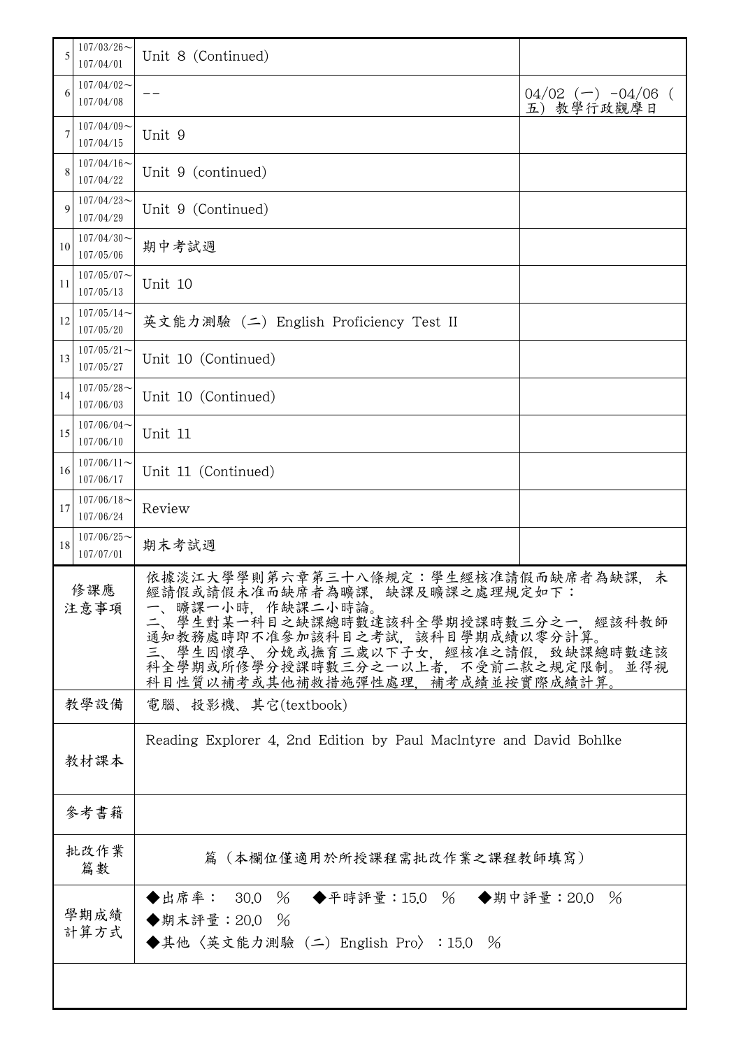| 5 | 107/03/26～<br>107/04/01 | Unit 8 (Continued) | |
|---|---|---|---|
| 6 | 107/04/02～<br>107/04/08 | -- | 04/02（一）-04/06（五）教學行政觀摩日 |
| 7 | 107/04/09～<br>107/04/15 | Unit 9 | |
| 8 | 107/04/16～<br>107/04/22 | Unit 9 (continued) | |
| 9 | 107/04/23～<br>107/04/29 | Unit 9 (Continued) | |
| 10 | 107/04/30～<br>107/05/06 | 期中考試週 | |
| 11 | 107/05/07～<br>107/05/13 | Unit 10 | |
| 12 | 107/05/14～<br>107/05/20 | 英文能力測驗（二）English Proficiency Test II | |
| 13 | 107/05/21～<br>107/05/27 | Unit 10 (Continued) | |
| 14 | 107/05/28～<br>107/06/03 | Unit 10 (Continued) | |
| 15 | 107/06/04～<br>107/06/10 | Unit 11 | |
| 16 | 107/06/11～<br>107/06/17 | Unit 11 (Continued) | |
| 17 | 107/06/18～<br>107/06/24 | Review | |
| 18 | 107/06/25～<br>107/07/01 | 期末考試週 | |

| 修課應注意事項 | 依據淡江大學學則第六章第三十八條規定：學生經核准請假而缺席者為缺課，未經請假或請假未准而缺席者為曠課，缺課及曠課之處理規定如下：<br>一、曠課一小時，作缺課二小時論。<br>二、學生對某一科目之缺課總時數達該科全學期授課時數三分之一，經該科教師通知教務處時即不准參加該科目之考試，該科目學期成績以零分計算。<br>三、學生因懷孕、分娩或撫育三歲以下子女，經核准之請假，致缺課總時數達該科全學期或所修學分授課時數三分之一以上者，不受前二款之規定限制。並得視科目性質以補考或其他補救措施彈性處理，補考成績並按實際成績計算。 |
|---|---|
| 教學設備 | 電腦、投影機、其它(textbook) |
| 教材課本 | Reading Explorer 4, 2nd Edition by Paul Maclntyre and David Bohlke |
| 參考書籍 | |
| 批改作業篇數 | 篇（本欄位僅適用於所授課程需批改作業之課程教師填寫） |
| 學期成績計算方式 | ◆出席率： 30.0 ％ ◆平時評量：15.0 ％ ◆期中評量：20.0 ％<br>◆期末評量：20.0 ％<br>◆其他〈英文能力測驗（二）English Pro〉：15.0 ％ |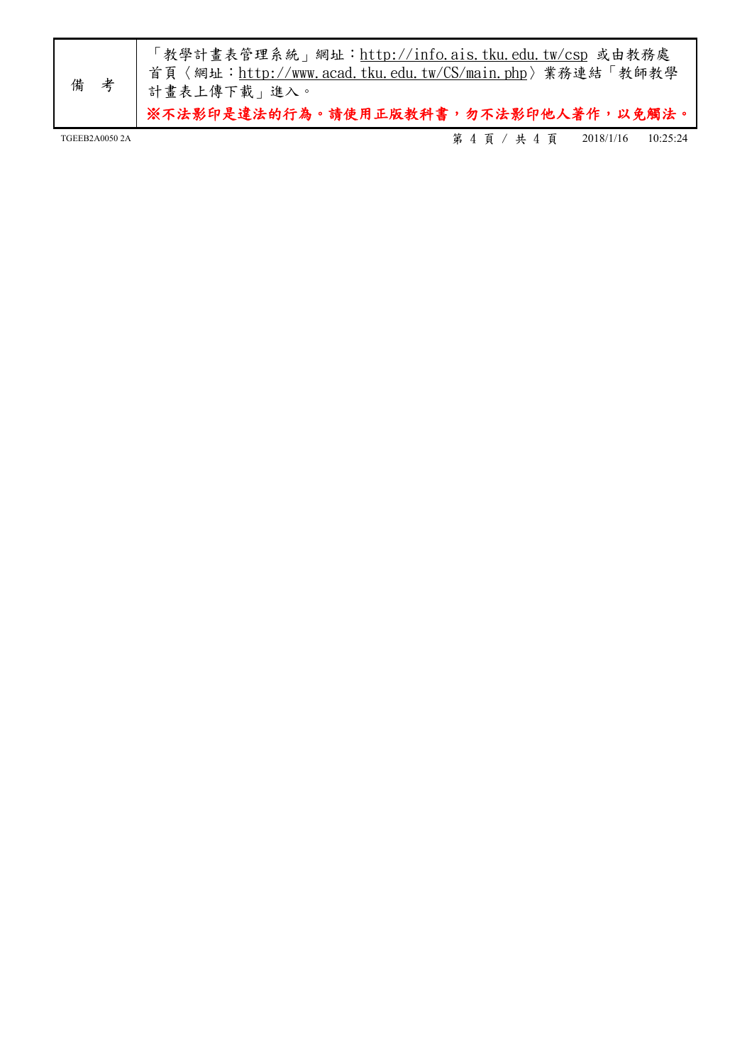| | |
|---|---|
| 備　考 | 「教學計畫表管理系統」網址：http://info.ais.tku.edu.tw/csp 或由教務處首頁〈網址：http://www.acad.tku.edu.tw/CS/main.php〉業務連結「教師教學計畫表上傳下載」進入。<br>**※不法影印是違法的行為。請使用正版教科書，勿不法影印他人著作，以免觸法。** |

TGEEB2A0050 2A